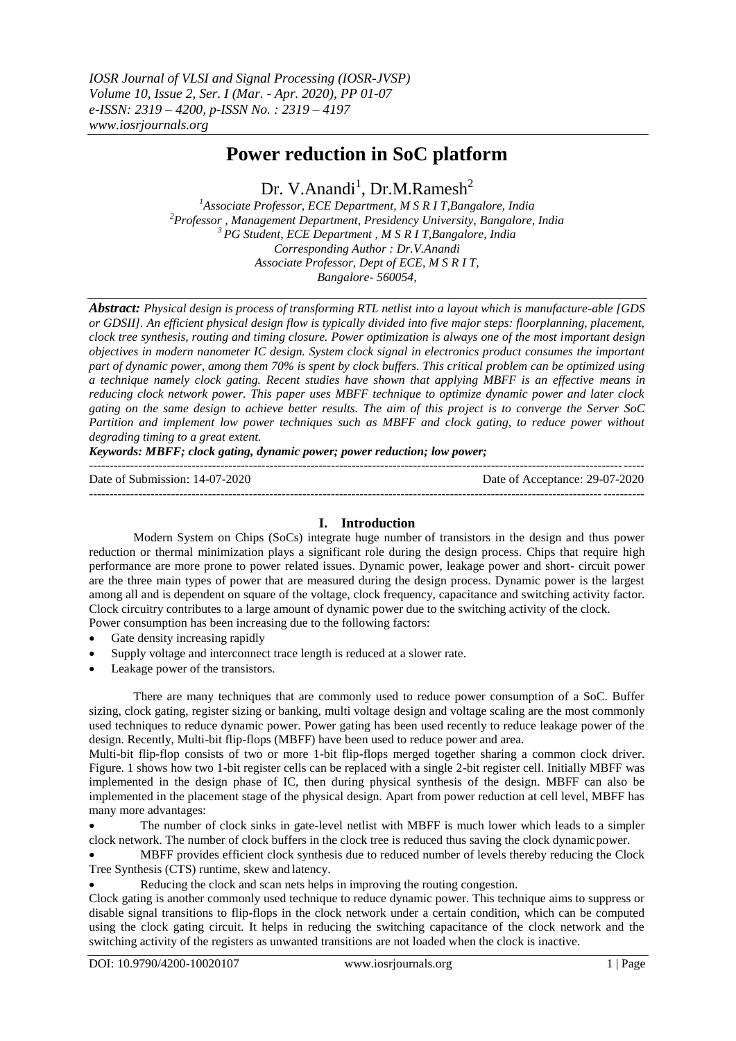# Power reduction in SoC platform

Dr. V.Anandi[1], Dr.M.Ramesh[2]

[1]Associate Professor, ECE Department, M S R I T,Bangalore, India
[2]Professor , Management Department, Presidency University, Bangalore, India
[3] PG Student, ECE Department , M S R I T,Bangalore, India
Corresponding Author : Dr.V.Anandi
Associate Professor, Dept of ECE, M S R I T,
Bangalore- 560054,

***Abstract:*** *Physical design is process of transforming RTL netlist into a layout which is manufacture-able [GDS or GDSII]. An efficient physical design flow is typically divided into five major steps: floorplanning, placement, clock tree synthesis, routing and timing closure. Power optimization is always one of the most important design objectives in modern nanometer IC design. System clock signal in electronics product consumes the important part of dynamic power, among them 70% is spent by clock buffers. This critical problem can be optimized using a technique namely clock gating. Recent studies have shown that applying MBFF is an effective means in reducing clock network power. This paper uses MBFF technique to optimize dynamic power and later clock gating on the same design to achieve better results. The aim of this project is to converge the Server SoC Partition and implement low power techniques such as MBFF and clock gating, to reduce power without degrading timing to a great extent.*

***Keywords: MBFF; clock gating, dynamic power; power reduction; low power;***

Date of Submission: 14-07-2020 Date of Acceptance: 29-07-2020

## I. Introduction

Modern System on Chips (SoCs) integrate huge number of transistors in the design and thus power reduction or thermal minimization plays a significant role during the design process. Chips that require high performance are more prone to power related issues. Dynamic power, leakage power and short- circuit power are the three main types of power that are measured during the design process. Dynamic power is the largest among all and is dependent on square of the voltage, clock frequency, capacitance and switching activity factor. Clock circuitry contributes to a large amount of dynamic power due to the switching activity of the clock.

Power consumption has been increasing due to the following factors:

- Gate density increasing rapidly
- Supply voltage and interconnect trace length is reduced at a slower rate.
- Leakage power of the transistors.

There are many techniques that are commonly used to reduce power consumption of a SoC. Buffer sizing, clock gating, register sizing or banking, multi voltage design and voltage scaling are the most commonly used techniques to reduce dynamic power. Power gating has been used recently to reduce leakage power of the design. Recently, Multi-bit flip-flops (MBFF) have been used to reduce power and area.

Multi-bit flip-flop consists of two or more 1-bit flip-flops merged together sharing a common clock driver. Figure. 1 shows how two 1-bit register cells can be replaced with a single 2-bit register cell. Initially MBFF was implemented in the design phase of IC, then during physical synthesis of the design. MBFF can also be implemented in the placement stage of the physical design. Apart from power reduction at cell level, MBFF has many more advantages:

- The number of clock sinks in gate-level netlist with MBFF is much lower which leads to a simpler clock network. The number of clock buffers in the clock tree is reduced thus saving the clock dynamic power.
- MBFF provides efficient clock synthesis due to reduced number of levels thereby reducing the Clock Tree Synthesis (CTS) runtime, skew and latency.
- Reducing the clock and scan nets helps in improving the routing congestion.

Clock gating is another commonly used technique to reduce dynamic power. This technique aims to suppress or disable signal transitions to flip-flops in the clock network under a certain condition, which can be computed using the clock gating circuit. It helps in reducing the switching capacitance of the clock network and the switching activity of the registers as unwanted transitions are not loaded when the clock is inactive.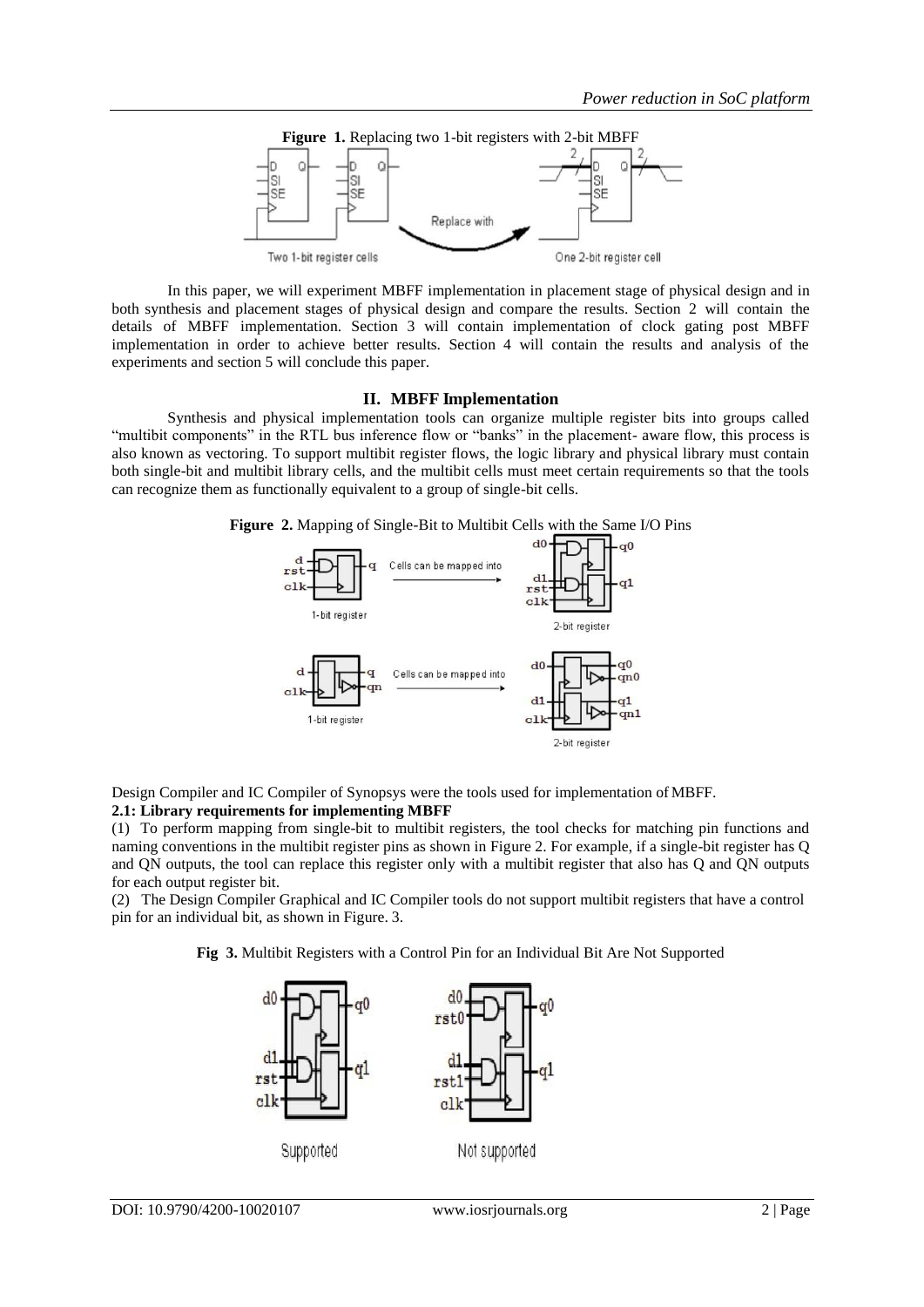**Figure 1.** Replacing two 1-bit registers with 2-bit MBFF

In this paper, we will experiment MBFF implementation in placement stage of physical design and in both synthesis and placement stages of physical design and compare the results. Section 2 will contain the details of MBFF implementation. Section 3 will contain implementation of clock gating post MBFF implementation in order to achieve better results. Section 4 will contain the results and analysis of the experiments and section 5 will conclude this paper.

## II. MBFF Implementation

Synthesis and physical implementation tools can organize multiple register bits into groups called "multibit components" in the RTL bus inference flow or "banks" in the placement- aware flow, this process is also known as vectoring. To support multibit register flows, the logic library and physical library must contain both single-bit and multibit library cells, and the multibit cells must meet certain requirements so that the tools can recognize them as functionally equivalent to a group of single-bit cells.

**Figure 2.** Mapping of Single-Bit to Multibit Cells with the Same I/O Pins

Design Compiler and IC Compiler of Synopsys were the tools used for implementation of MBFF.

### 2.1: Library requirements for implementing MBFF

(1) To perform mapping from single-bit to multibit registers, the tool checks for matching pin functions and naming conventions in the multibit register pins as shown in Figure 2. For example, if a single-bit register has Q and QN outputs, the tool can replace this register only with a multibit register that also has Q and QN outputs for each output register bit.

(2) The Design Compiler Graphical and IC Compiler tools do not support multibit registers that have a control pin for an individual bit, as shown in Figure. 3.

**Fig 3.** Multibit Registers with a Control Pin for an Individual Bit Are Not Supported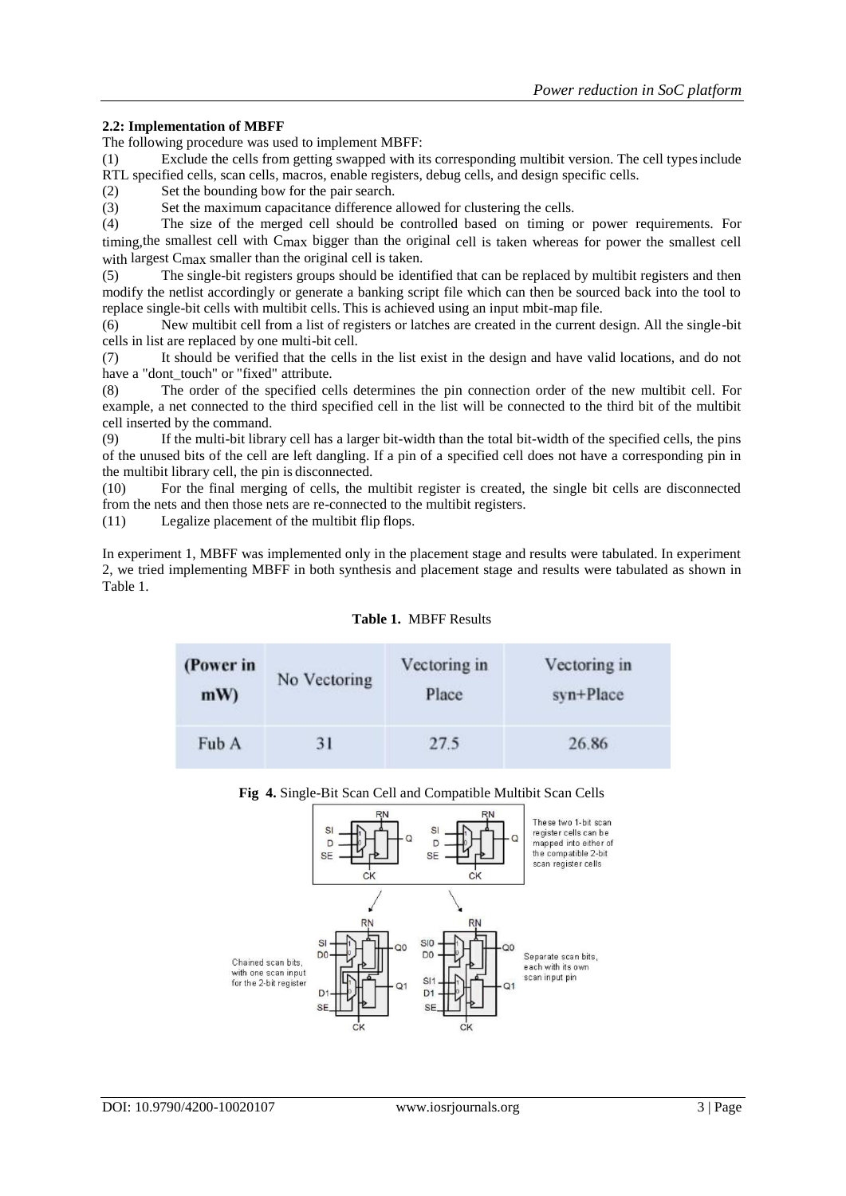**2.2: Implementation of MBFF**

The following procedure was used to implement MBFF:

(1) Exclude the cells from getting swapped with its corresponding multibit version. The cell types include RTL specified cells, scan cells, macros, enable registers, debug cells, and design specific cells.

(2) Set the bounding bow for the pair search.

(3) Set the maximum capacitance difference allowed for clustering the cells.

(4) The size of the merged cell should be controlled based on timing or power requirements. For timing, the smallest cell with $C_{max}$ bigger than the original cell is taken whereas for power the smallest cell with largest $C_{max}$ smaller than the original cell is taken.

(5) The single-bit registers groups should be identified that can be replaced by multibit registers and then modify the netlist accordingly or generate a banking script file which can then be sourced back into the tool to replace single-bit cells with multibit cells. This is achieved using an input mbit-map file.

(6) New multibit cell from a list of registers or latches are created in the current design. All the single-bit cells in list are replaced by one multi-bit cell.

(7) It should be verified that the cells in the list exist in the design and have valid locations, and do not have a "dont_touch" or "fixed" attribute.

(8) The order of the specified cells determines the pin connection order of the new multibit cell. For example, a net connected to the third specified cell in the list will be connected to the third bit of the multibit cell inserted by the command.

(9) If the multi-bit library cell has a larger bit-width than the total bit-width of the specified cells, the pins of the unused bits of the cell are left dangling. If a pin of a specified cell does not have a corresponding pin in the multibit library cell, the pin is disconnected.

(10) For the final merging of cells, the multibit register is created, the single bit cells are disconnected from the nets and then those nets are re-connected to the multibit registers.

(11) Legalize placement of the multibit flip flops.

In experiment 1, MBFF was implemented only in the placement stage and results were tabulated. In experiment 2, we tried implementing MBFF in both synthesis and placement stage and results were tabulated as shown in Table 1.

**Table 1.** MBFF Results

| (Power in mW) | No Vectoring | Vectoring in Place | Vectoring in syn+Place |
|---|---|---|---|
| Fub A | 31 | 27.5 | 26.86 |

**Fig 4.** Single-Bit Scan Cell and Compatible Multibit Scan Cells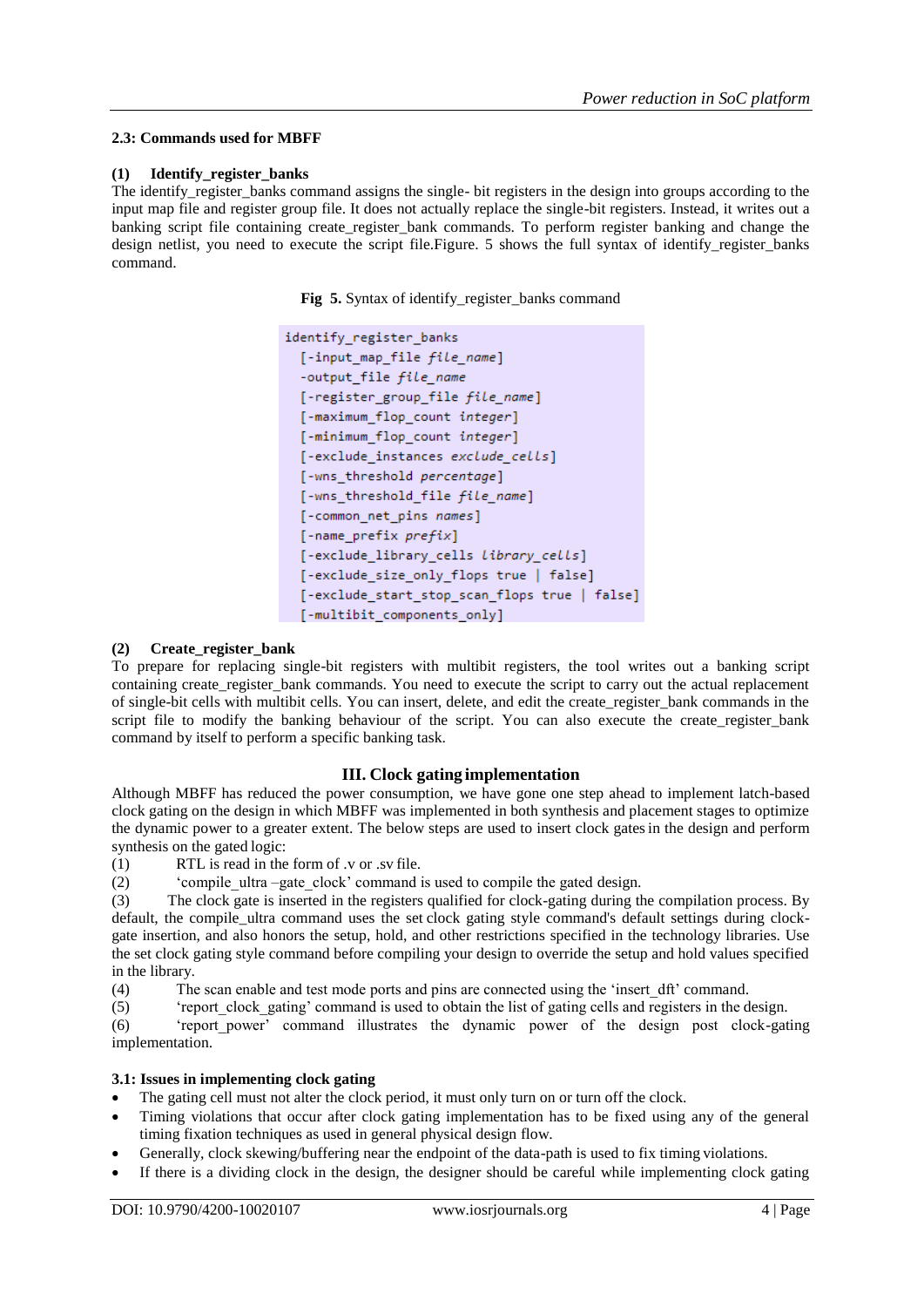### 2.3: Commands used for MBFF

**(1) Identify_register_banks**

The identify_register_banks command assigns the single- bit registers in the design into groups according to the input map file and register group file. It does not actually replace the single-bit registers. Instead, it writes out a banking script file containing create_register_bank commands. To perform register banking and change the design netlist, you need to execute the script file.Figure. 5 shows the full syntax of identify_register_banks command.

**Fig 5.** Syntax of identify_register_banks command

```
identify_register_banks
  [-input_map_file file_name]
  -output_file file_name
  [-register_group_file file_name]
  [-maximum_flop_count integer]
  [-minimum_flop_count integer]
  [-exclude_instances exclude_cells]
  [-wns_threshold percentage]
  [-wns_threshold_file file_name]
  [-common_net_pins names]
  [-name_prefix prefix]
  [-exclude_library_cells library_cells]
  [-exclude_size_only_flops true | false]
  [-exclude_start_stop_scan_flops true | false]
  [-multibit_components_only]
```

**(2) Create_register_bank**

To prepare for replacing single-bit registers with multibit registers, the tool writes out a banking script containing create_register_bank commands. You need to execute the script to carry out the actual replacement of single-bit cells with multibit cells. You can insert, delete, and edit the create_register_bank commands in the script file to modify the banking behaviour of the script. You can also execute the create_register_bank command by itself to perform a specific banking task.

## III. Clock gating implementation

Although MBFF has reduced the power consumption, we have gone one step ahead to implement latch-based clock gating on the design in which MBFF was implemented in both synthesis and placement stages to optimize the dynamic power to a greater extent. The below steps are used to insert clock gates in the design and perform synthesis on the gated logic:

(1) RTL is read in the form of .v or .sv file.

(2) 'compile_ultra –gate_clock' command is used to compile the gated design.

(3) The clock gate is inserted in the registers qualified for clock-gating during the compilation process. By default, the compile_ultra command uses the set clock gating style command's default settings during clock-gate insertion, and also honors the setup, hold, and other restrictions specified in the technology libraries. Use the set clock gating style command before compiling your design to override the setup and hold values specified in the library.

(4) The scan enable and test mode ports and pins are connected using the 'insert_dft' command.

(5) 'report_clock_gating' command is used to obtain the list of gating cells and registers in the design.

(6) 'report_power' command illustrates the dynamic power of the design post clock-gating implementation.

### 3.1: Issues in implementing clock gating

- The gating cell must not alter the clock period, it must only turn on or turn off the clock.
- Timing violations that occur after clock gating implementation has to be fixed using any of the general timing fixation techniques as used in general physical design flow.
- Generally, clock skewing/buffering near the endpoint of the data-path is used to fix timing violations.
- If there is a dividing clock in the design, the designer should be careful while implementing clock gating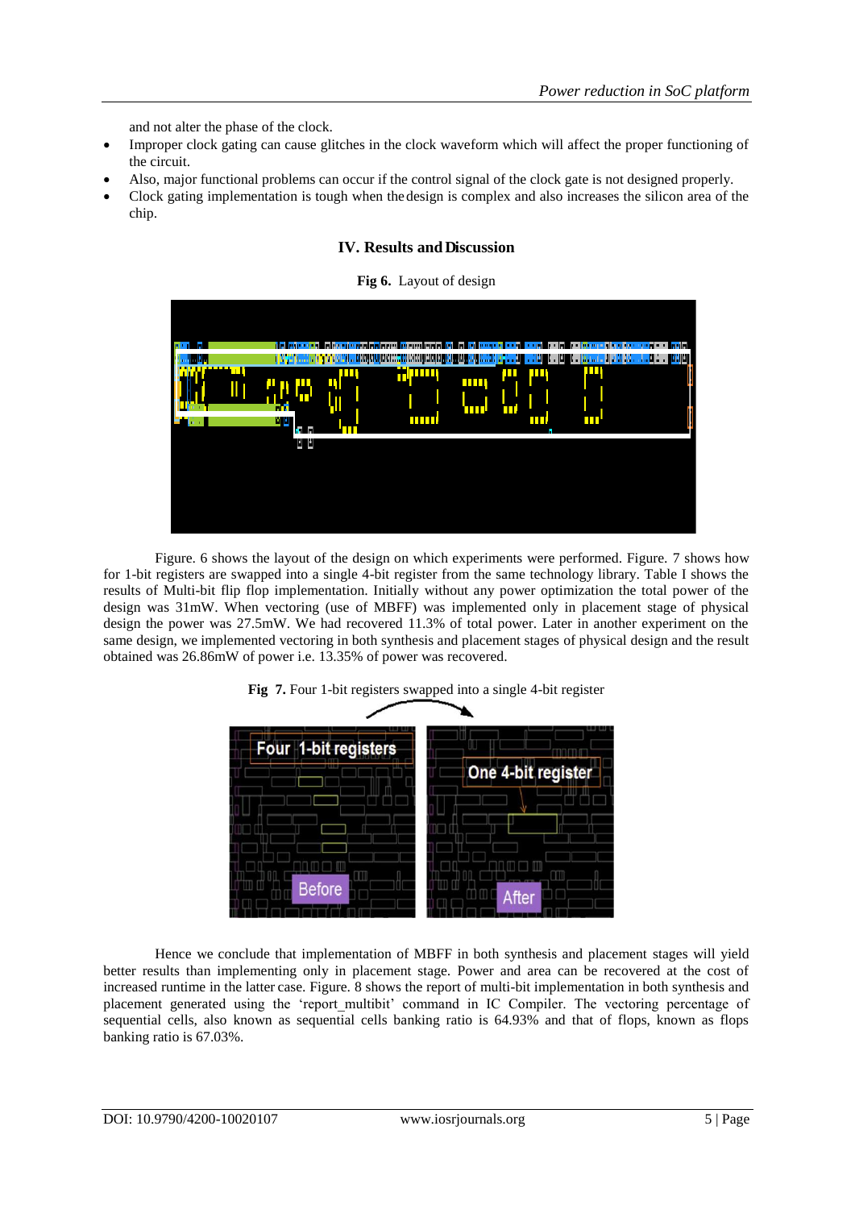and not alter the phase of the clock.

- Improper clock gating can cause glitches in the clock waveform which will affect the proper functioning of the circuit.
- Also, major functional problems can occur if the control signal of the clock gate is not designed properly.
- Clock gating implementation is tough when the design is complex and also increases the silicon area of the chip.

## IV. Results and Discussion

**Fig 6.** Layout of design

Figure. 6 shows the layout of the design on which experiments were performed. Figure. 7 shows how for 1-bit registers are swapped into a single 4-bit register from the same technology library. Table I shows the results of Multi-bit flip flop implementation. Initially without any power optimization the total power of the design was 31mW. When vectoring (use of MBFF) was implemented only in placement stage of physical design the power was 27.5mW. We had recovered 11.3% of total power. Later in another experiment on the same design, we implemented vectoring in both synthesis and placement stages of physical design and the result obtained was 26.86mW of power i.e. 13.35% of power was recovered.

**Fig 7.** Four 1-bit registers swapped into a single 4-bit register

Hence we conclude that implementation of MBFF in both synthesis and placement stages will yield better results than implementing only in placement stage. Power and area can be recovered at the cost of increased runtime in the latter case. Figure. 8 shows the report of multi-bit implementation in both synthesis and placement generated using the 'report_multibit' command in IC Compiler. The vectoring percentage of sequential cells, also known as sequential cells banking ratio is 64.93% and that of flops, known as flops banking ratio is 67.03%.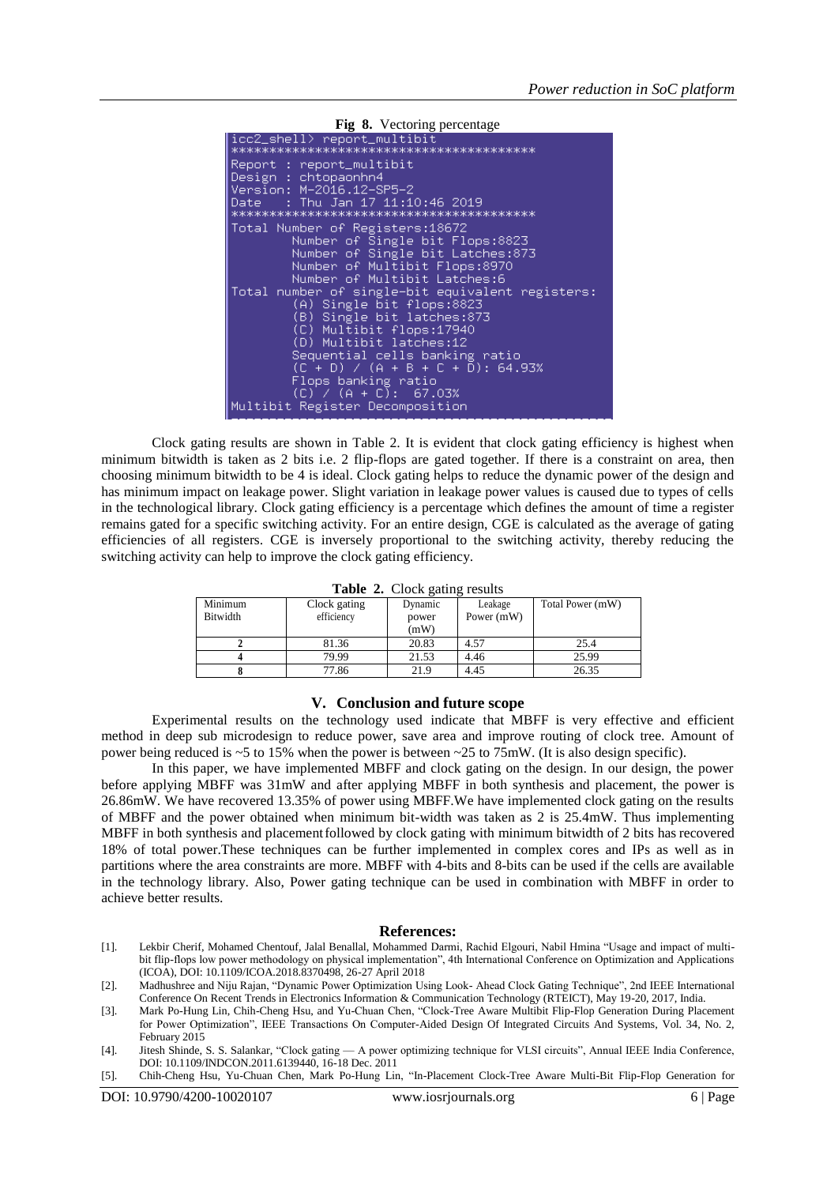**Fig 8.** Vectoring percentage

```
icc2_shell> report_multibit
****************************************
Report : report_multibit
Design : chtopaonhn4
Version: M-2016.12-SP5-2
Date   : Thu Jan 17 11:10:46 2019
****************************************
Total Number of Registers:18672
        Number of Single bit Flops:8823
        Number of Single bit Latches:873
        Number of Multibit Flops:8970
        Number of Multibit Latches:6
Total number of single-bit equivalent registers:
        (A) Single bit flops:8823
        (B) Single bit latches:873
        (C) Multibit flops:17940
        (D) Multibit latches:12
        Sequential cells banking ratio
        (C + D) / (A + B + C + D): 64.93%
        Flops banking ratio
        (C) / (A + C):  67.03%
Multibit Register Decomposition
```

Clock gating results are shown in Table 2. It is evident that clock gating efficiency is highest when minimum bitwidth is taken as 2 bits i.e. 2 flip-flops are gated together. If there is a constraint on area, then choosing minimum bitwidth to be 4 is ideal. Clock gating helps to reduce the dynamic power of the design and has minimum impact on leakage power. Slight variation in leakage power values is caused due to types of cells in the technological library. Clock gating efficiency is a percentage which defines the amount of time a register remains gated for a specific switching activity. For an entire design, CGE is calculated as the average of gating efficiencies of all registers. CGE is inversely proportional to the switching activity, thereby reducing the switching activity can help to improve the clock gating efficiency.

**Table 2.** Clock gating results

| Minimum Bitwidth | Clock gating efficiency | Dynamic power (mW) | Leakage Power (mW) | Total Power (mW) |
|---|---|---|---|---|
| **2** | 81.36 | 20.83 | 4.57 | 25.4 |
| **4** | 79.99 | 21.53 | 4.46 | 25.99 |
| **8** | 77.86 | 21.9 | 4.45 | 26.35 |

## V. Conclusion and future scope

Experimental results on the technology used indicate that MBFF is very effective and efficient method in deep sub microdesign to reduce power, save area and improve routing of clock tree. Amount of power being reduced is ~5 to 15% when the power is between ~25 to 75mW. (It is also design specific).

In this paper, we have implemented MBFF and clock gating on the design. In our design, the power before applying MBFF was 31mW and after applying MBFF in both synthesis and placement, the power is 26.86mW. We have recovered 13.35% of power using MBFF.We have implemented clock gating on the results of MBFF and the power obtained when minimum bit-width was taken as 2 is 25.4mW. Thus implementing MBFF in both synthesis and placementfollowed by clock gating with minimum bitwidth of 2 bits has recovered 18% of total power.These techniques can be further implemented in complex cores and IPs as well as in partitions where the area constraints are more. MBFF with 4-bits and 8-bits can be used if the cells are available in the technology library. Also, Power gating technique can be used in combination with MBFF in order to achieve better results.

## References:

[1]. Lekbir Cherif, Mohamed Chentouf, Jalal Benallal, Mohammed Darmi, Rachid Elgouri, Nabil Hmina "Usage and impact of multi-bit flip-flops low power methodology on physical implementation", 4th International Conference on Optimization and Applications (ICOA), DOI: 10.1109/ICOA.2018.8370498, 26-27 April 2018

[2]. Madhushree and Niju Rajan, "Dynamic Power Optimization Using Look- Ahead Clock Gating Technique", 2nd IEEE International Conference On Recent Trends in Electronics Information & Communication Technology (RTEICT), May 19-20, 2017, India.

[3]. Mark Po-Hung Lin, Chih-Cheng Hsu, and Yu-Chuan Chen, "Clock-Tree Aware Multibit Flip-Flop Generation During Placement for Power Optimization", IEEE Transactions On Computer-Aided Design Of Integrated Circuits And Systems, Vol. 34, No. 2, February 2015

[4]. Jitesh Shinde, S. S. Salankar, "Clock gating — A power optimizing technique for VLSI circuits", Annual IEEE India Conference, DOI: 10.1109/INDCON.2011.6139440, 16-18 Dec. 2011

[5]. Chih-Cheng Hsu, Yu-Chuan Chen, Mark Po-Hung Lin, "In-Placement Clock-Tree Aware Multi-Bit Flip-Flop Generation for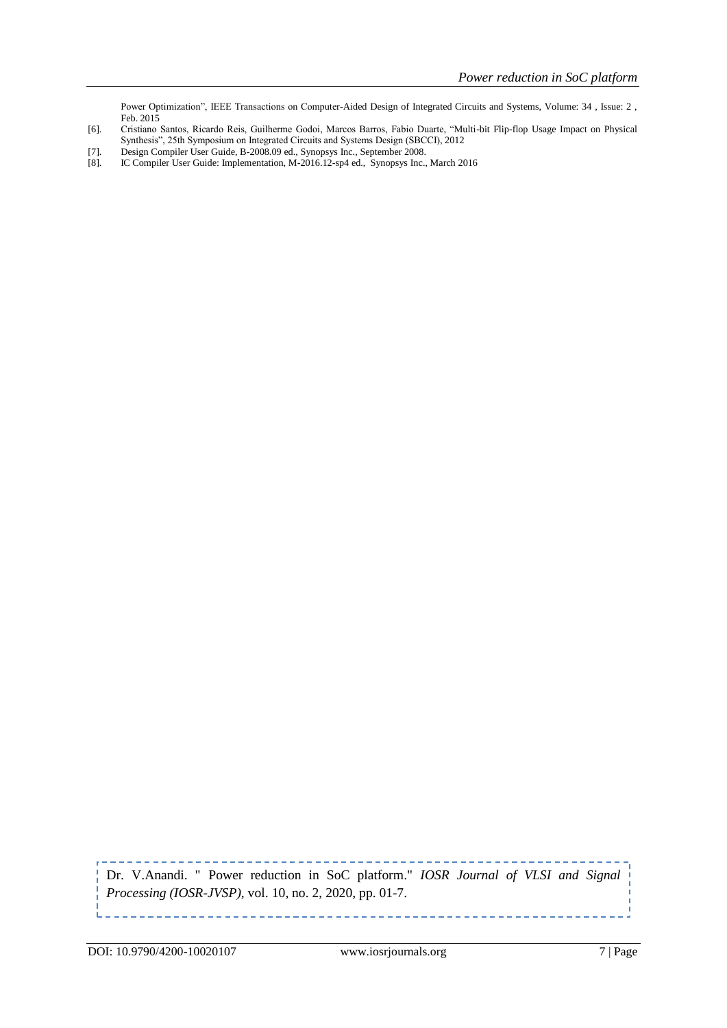Power Optimization", IEEE Transactions on Computer-Aided Design of Integrated Circuits and Systems, Volume: 34 , Issue: 2 , Feb. 2015

[6]. Cristiano Santos, Ricardo Reis, Guilherme Godoi, Marcos Barros, Fabio Duarte, "Multi-bit Flip-flop Usage Impact on Physical Synthesis", 25th Symposium on Integrated Circuits and Systems Design (SBCCI), 2012

[7]. Design Compiler User Guide, B-2008.09 ed., Synopsys Inc., September 2008.

[8]. IC Compiler User Guide: Implementation, M-2016.12-sp4 ed., Synopsys Inc., March 2016

Dr. V.Anandi. " Power reduction in SoC platform." *IOSR Journal of VLSI and Signal Processing (IOSR-JVSP)*, vol. 10, no. 2, 2020, pp. 01-7.